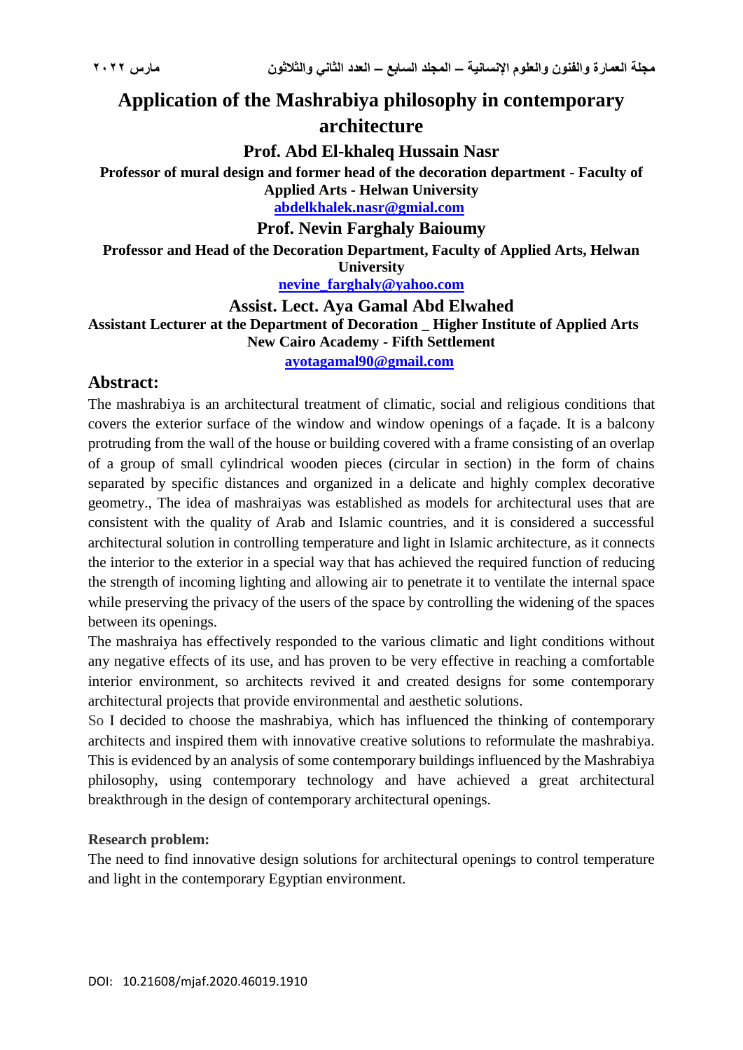# Application of the Mashrabiya philosophy in contemporary architecture

**Prof. Abd El-khaleq Hussain Nasr**

**Professor of mural design and former head of the decoration department - Faculty of Applied Arts - Helwan University**

**abdelkhalek.nasr@gmial.com**

**Prof. Nevin Farghaly Baioumy**

**Professor and Head of the Decoration Department, Faculty of Applied Arts, Helwan University**

**nevine_farghaly@yahoo.com**

**Assist. Lect. Aya Gamal Abd Elwahed**

**Assistant Lecturer at the Department of Decoration _ Higher Institute of Applied Arts New Cairo Academy - Fifth Settlement**

**ayotagamal90@gmail.com**

## Abstract:

The mashrabiya is an architectural treatment of climatic, social and religious conditions that covers the exterior surface of the window and window openings of a façade. It is a balcony protruding from the wall of the house or building covered with a frame consisting of an overlap of a group of small cylindrical wooden pieces (circular in section) in the form of chains separated by specific distances and organized in a delicate and highly complex decorative geometry., The idea of mashraiyas was established as models for architectural uses that are consistent with the quality of Arab and Islamic countries, and it is considered a successful architectural solution in controlling temperature and light in Islamic architecture, as it connects the interior to the exterior in a special way that has achieved the required function of reducing the strength of incoming lighting and allowing air to penetrate it to ventilate the internal space while preserving the privacy of the users of the space by controlling the widening of the spaces between its openings.

The mashraiya has effectively responded to the various climatic and light conditions without any negative effects of its use, and has proven to be very effective in reaching a comfortable interior environment, so architects revived it and created designs for some contemporary architectural projects that provide environmental and aesthetic solutions.

So I decided to choose the mashrabiya, which has influenced the thinking of contemporary architects and inspired them with innovative creative solutions to reformulate the mashrabiya. This is evidenced by an analysis of some contemporary buildings influenced by the Mashrabiya philosophy, using contemporary technology and have achieved a great architectural breakthrough in the design of contemporary architectural openings.

**Research problem:**

The need to find innovative design solutions for architectural openings to control temperature and light in the contemporary Egyptian environment.

DOI: 10.21608/mjaf.2020.46019.1910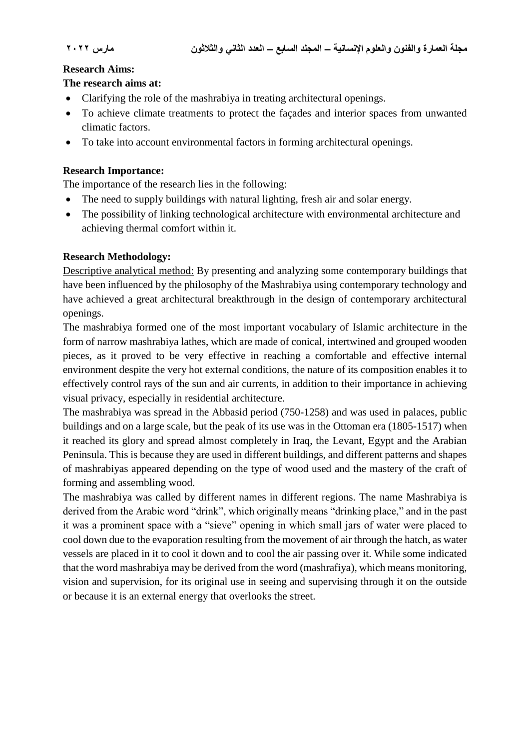**Research Aims:**

**The research aims at:**

- Clarifying the role of the mashrabiya in treating architectural openings.
- To achieve climate treatments to protect the façades and interior spaces from unwanted climatic factors.
- To take into account environmental factors in forming architectural openings.

**Research Importance:**

The importance of the research lies in the following:

- The need to supply buildings with natural lighting, fresh air and solar energy.
- The possibility of linking technological architecture with environmental architecture and achieving thermal comfort within it.

**Research Methodology:**

<u>Descriptive analytical method:</u> By presenting and analyzing some contemporary buildings that have been influenced by the philosophy of the Mashrabiya using contemporary technology and have achieved a great architectural breakthrough in the design of contemporary architectural openings.

The mashrabiya formed one of the most important vocabulary of Islamic architecture in the form of narrow mashrabiya lathes, which are made of conical, intertwined and grouped wooden pieces, as it proved to be very effective in reaching a comfortable and effective internal environment despite the very hot external conditions, the nature of its composition enables it to effectively control rays of the sun and air currents, in addition to their importance in achieving visual privacy, especially in residential architecture.

The mashrabiya was spread in the Abbasid period (750-1258) and was used in palaces, public buildings and on a large scale, but the peak of its use was in the Ottoman era (1805-1517) when it reached its glory and spread almost completely in Iraq, the Levant, Egypt and the Arabian Peninsula. This is because they are used in different buildings, and different patterns and shapes of mashrabiyas appeared depending on the type of wood used and the mastery of the craft of forming and assembling wood.

The mashrabiya was called by different names in different regions. The name Mashrabiya is derived from the Arabic word “drink”, which originally means “drinking place,” and in the past it was a prominent space with a “sieve” opening in which small jars of water were placed to cool down due to the evaporation resulting from the movement of air through the hatch, as water vessels are placed in it to cool it down and to cool the air passing over it. While some indicated that the word mashrabiya may be derived from the word (mashrafiya), which means monitoring, vision and supervision, for its original use in seeing and supervising through it on the outside or because it is an external energy that overlooks the street.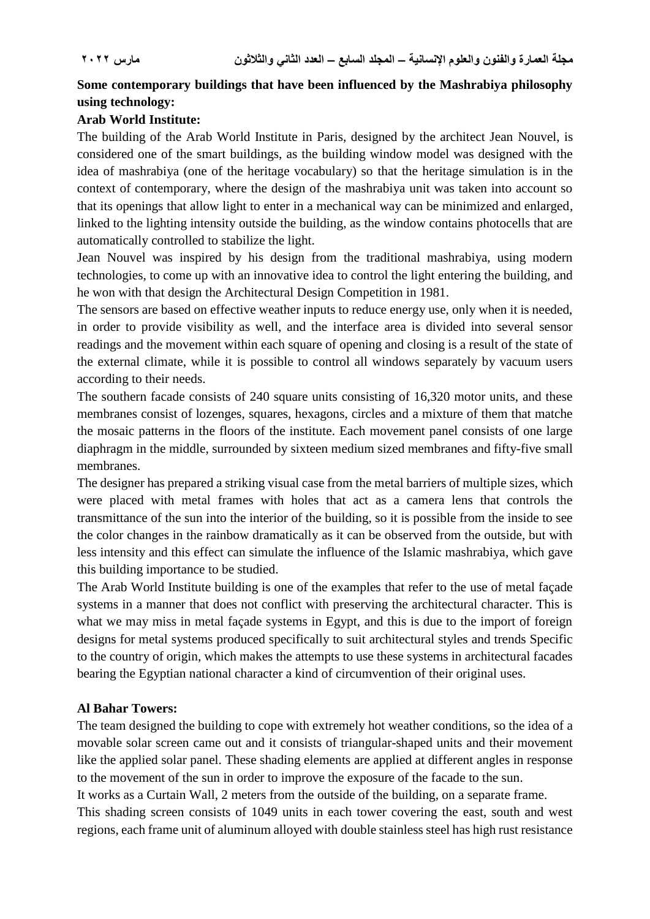**Some contemporary buildings that have been influenced by the Mashrabiya philosophy using technology:**

**Arab World Institute:**

The building of the Arab World Institute in Paris, designed by the architect Jean Nouvel, is considered one of the smart buildings, as the building window model was designed with the idea of mashrabiya (one of the heritage vocabulary) so that the heritage simulation is in the context of contemporary, where the design of the mashrabiya unit was taken into account so that its openings that allow light to enter in a mechanical way can be minimized and enlarged, linked to the lighting intensity outside the building, as the window contains photocells that are automatically controlled to stabilize the light.

Jean Nouvel was inspired by his design from the traditional mashrabiya, using modern technologies, to come up with an innovative idea to control the light entering the building, and he won with that design the Architectural Design Competition in 1981.

The sensors are based on effective weather inputs to reduce energy use, only when it is needed, in order to provide visibility as well, and the interface area is divided into several sensor readings and the movement within each square of opening and closing is a result of the state of the external climate, while it is possible to control all windows separately by vacuum users according to their needs.

The southern facade consists of 240 square units consisting of 16,320 motor units, and these membranes consist of lozenges, squares, hexagons, circles and a mixture of them that matche the mosaic patterns in the floors of the institute. Each movement panel consists of one large diaphragm in the middle, surrounded by sixteen medium sized membranes and fifty-five small membranes.

The designer has prepared a striking visual case from the metal barriers of multiple sizes, which were placed with metal frames with holes that act as a camera lens that controls the transmittance of the sun into the interior of the building, so it is possible from the inside to see the color changes in the rainbow dramatically as it can be observed from the outside, but with less intensity and this effect can simulate the influence of the Islamic mashrabiya, which gave this building importance to be studied.

The Arab World Institute building is one of the examples that refer to the use of metal façade systems in a manner that does not conflict with preserving the architectural character. This is what we may miss in metal façade systems in Egypt, and this is due to the import of foreign designs for metal systems produced specifically to suit architectural styles and trends Specific to the country of origin, which makes the attempts to use these systems in architectural facades bearing the Egyptian national character a kind of circumvention of their original uses.

**Al Bahar Towers:**

The team designed the building to cope with extremely hot weather conditions, so the idea of a movable solar screen came out and it consists of triangular-shaped units and their movement like the applied solar panel. These shading elements are applied at different angles in response to the movement of the sun in order to improve the exposure of the facade to the sun.

It works as a Curtain Wall, 2 meters from the outside of the building, on a separate frame.

This shading screen consists of 1049 units in each tower covering the east, south and west regions, each frame unit of aluminum alloyed with double stainless steel has high rust resistance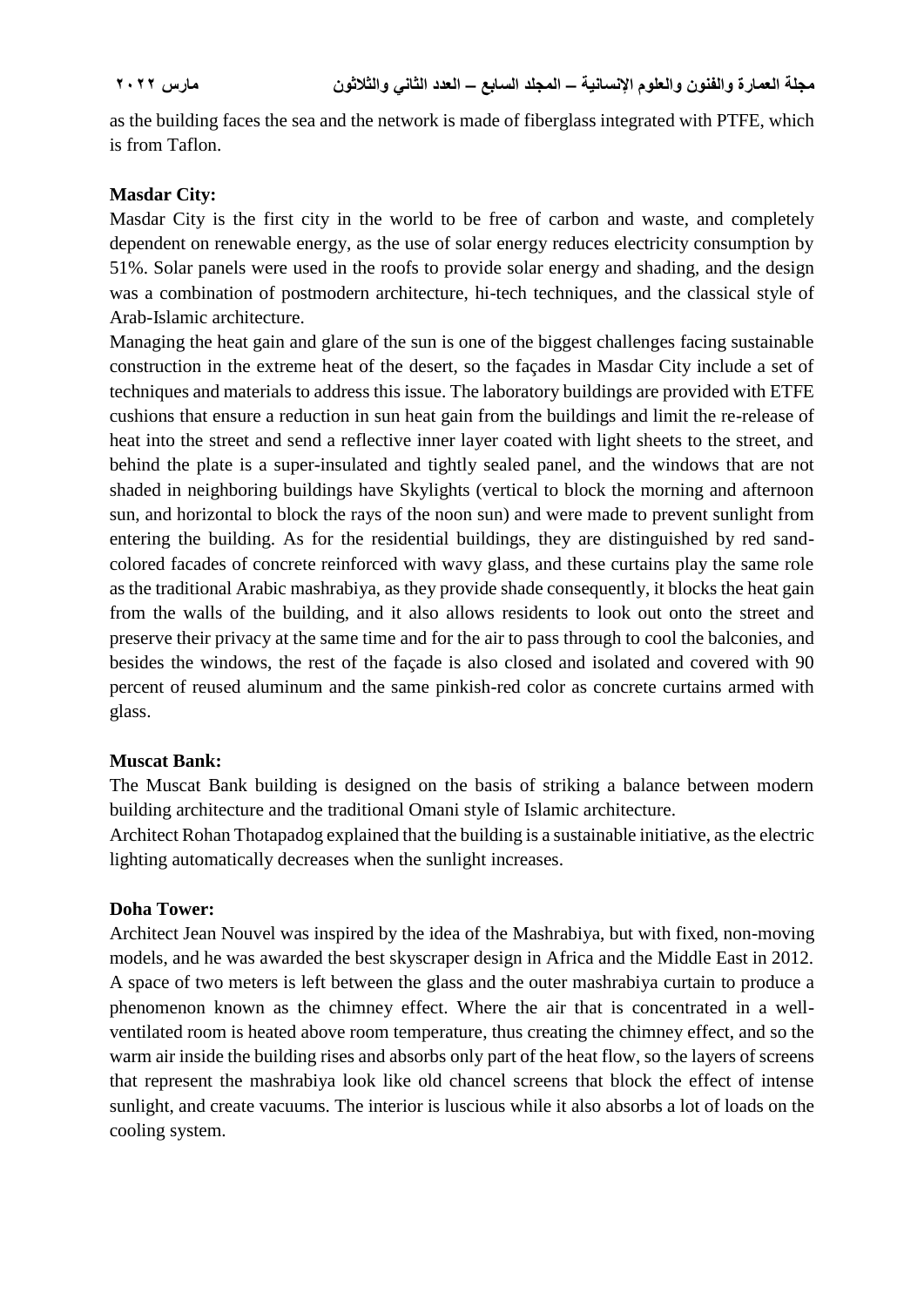as the building faces the sea and the network is made of fiberglass integrated with PTFE, which is from Taflon.

**Masdar City:**

Masdar City is the first city in the world to be free of carbon and waste, and completely dependent on renewable energy, as the use of solar energy reduces electricity consumption by 51%. Solar panels were used in the roofs to provide solar energy and shading, and the design was a combination of postmodern architecture, hi-tech techniques, and the classical style of Arab-Islamic architecture.

Managing the heat gain and glare of the sun is one of the biggest challenges facing sustainable construction in the extreme heat of the desert, so the façades in Masdar City include a set of techniques and materials to address this issue. The laboratory buildings are provided with ETFE cushions that ensure a reduction in sun heat gain from the buildings and limit the re-release of heat into the street and send a reflective inner layer coated with light sheets to the street, and behind the plate is a super-insulated and tightly sealed panel, and the windows that are not shaded in neighboring buildings have Skylights (vertical to block the morning and afternoon sun, and horizontal to block the rays of the noon sun) and were made to prevent sunlight from entering the building. As for the residential buildings, they are distinguished by red sand-colored facades of concrete reinforced with wavy glass, and these curtains play the same role as the traditional Arabic mashrabiya, as they provide shade consequently, it blocks the heat gain from the walls of the building, and it also allows residents to look out onto the street and preserve their privacy at the same time and for the air to pass through to cool the balconies, and besides the windows, the rest of the façade is also closed and isolated and covered with 90 percent of reused aluminum and the same pinkish-red color as concrete curtains armed with glass.

**Muscat Bank:**

The Muscat Bank building is designed on the basis of striking a balance between modern building architecture and the traditional Omani style of Islamic architecture.

Architect Rohan Thotapadog explained that the building is a sustainable initiative, as the electric lighting automatically decreases when the sunlight increases.

**Doha Tower:**

Architect Jean Nouvel was inspired by the idea of the Mashrabiya, but with fixed, non-moving models, and he was awarded the best skyscraper design in Africa and the Middle East in 2012. A space of two meters is left between the glass and the outer mashrabiya curtain to produce a phenomenon known as the chimney effect. Where the air that is concentrated in a well-ventilated room is heated above room temperature, thus creating the chimney effect, and so the warm air inside the building rises and absorbs only part of the heat flow, so the layers of screens that represent the mashrabiya look like old chancel screens that block the effect of intense sunlight, and create vacuums. The interior is luscious while it also absorbs a lot of loads on the cooling system.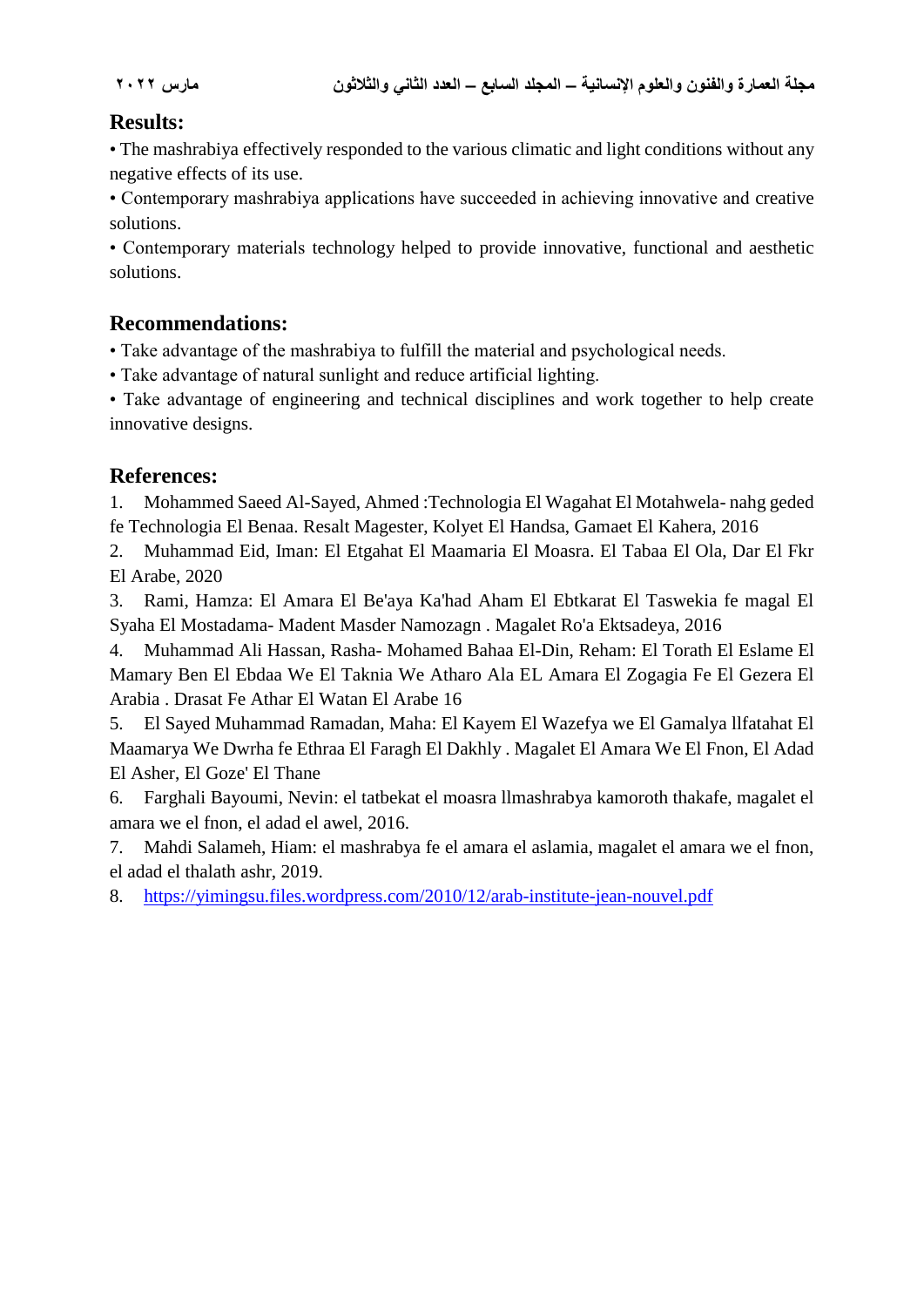## Results:

- The mashrabiya effectively responded to the various climatic and light conditions without any negative effects of its use.
- Contemporary mashrabiya applications have succeeded in achieving innovative and creative solutions.
- Contemporary materials technology helped to provide innovative, functional and aesthetic solutions.

## Recommendations:

- Take advantage of the mashrabiya to fulfill the material and psychological needs.
- Take advantage of natural sunlight and reduce artificial lighting.
- Take advantage of engineering and technical disciplines and work together to help create innovative designs.

## References:

1. Mohammed Saeed Al-Sayed, Ahmed :Technologia El Wagahat El Motahwela- nahg geded fe Technologia El Benaa. Resalt Magester, Kolyet El Handsa, Gamaet El Kahera, 2016
2. Muhammad Eid, Iman: El Etgahat El Maamaria El Moasra. El Tabaa El Ola, Dar El Fkr El Arabe, 2020
3. Rami, Hamza: El Amara El Be'aya Ka'had Aham El Ebtkarat El Taswekia fe magal El Syaha El Mostadama- Madent Masder Namozagn . Magalet Ro'a Ektsadeya, 2016
4. Muhammad Ali Hassan, Rasha- Mohamed Bahaa El-Din, Reham: El Torath El Eslame El Mamary Ben El Ebdaa We El Taknia We Atharo Ala EL Amara El Zogagia Fe El Gezera El Arabia . Drasat Fe Athar El Watan El Arabe 16
5. El Sayed Muhammad Ramadan, Maha: El Kayem El Wazefya we El Gamalya llfatahat El Maamarya We Dwrha fe Ethraa El Faragh El Dakhly . Magalet El Amara We El Fnon, El Adad El Asher, El Goze' El Thane
6. Farghali Bayoumi, Nevin: el tatbekat el moasra llmashrabya kamoroth thakafe, magalet el amara we el fnon, el adad el awel, 2016.
7. Mahdi Salameh, Hiam: el mashrabya fe el amara el aslamia, magalet el amara we el fnon, el adad el thalath ashr, 2019.
8. https://yimingsu.files.wordpress.com/2010/12/arab-institute-jean-nouvel.pdf